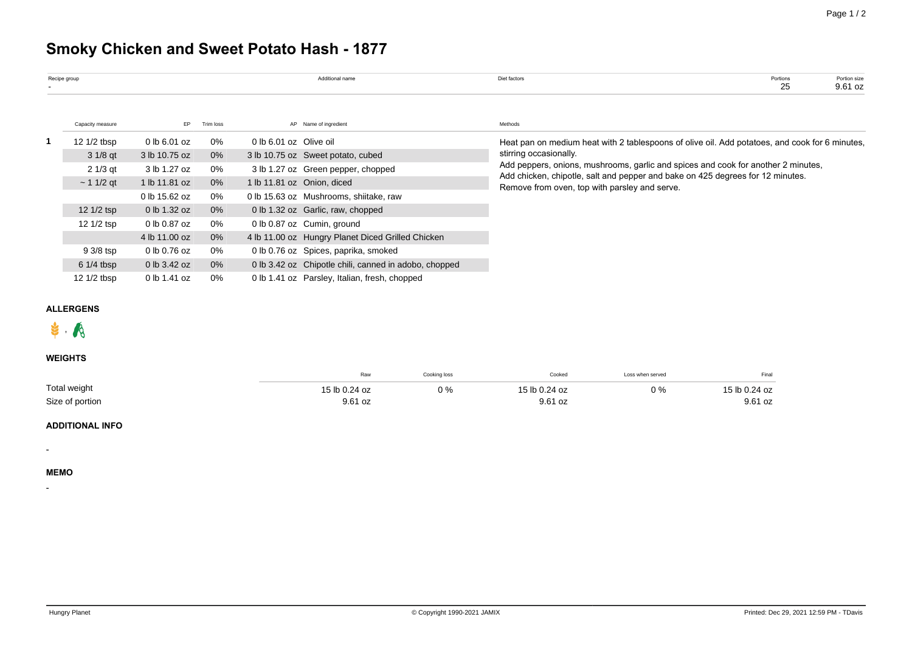# Smoky Chicken and Sweet Potato Hash - 1877

| Recipe group | Additional name | Diet factors | Portions | Portion size |
|---|---|---|---|---|
| - | | | 25 | 9.61 oz |

| | Capacity measure | EP | Trim loss | AP | Name of ingredient |
|---|---|---|---|---|---|
| 1 | 12 1/2 tbsp | 0 lb 6.01 oz | 0% | 0 lb 6.01 oz | Olive oil |
| | 3 1/8 qt | 3 lb 10.75 oz | 0% | 3 lb 10.75 oz | Sweet potato, cubed |
| | 2 1/3 qt | 3 lb 1.27 oz | 0% | 3 lb 1.27 oz | Green pepper, chopped |
| | ~ 1 1/2 qt | 1 lb 11.81 oz | 0% | 1 lb 11.81 oz | Onion, diced |
| | | 0 lb 15.62 oz | 0% | 0 lb 15.63 oz | Mushrooms, shiitake, raw |
| | 12 1/2 tsp | 0 lb 1.32 oz | 0% | 0 lb 1.32 oz | Garlic, raw, chopped |
| | 12 1/2 tsp | 0 lb 0.87 oz | 0% | 0 lb 0.87 oz | Cumin, ground |
| | | 4 lb 11.00 oz | 0% | 4 lb 11.00 oz | Hungry Planet Diced Grilled Chicken |
| | 9 3/8 tsp | 0 lb 0.76 oz | 0% | 0 lb 0.76 oz | Spices, paprika, smoked |
| | 6 1/4 tbsp | 0 lb 3.42 oz | 0% | 0 lb 3.42 oz | Chipotle chili, canned in adobo, chopped |
| | 12 1/2 tbsp | 0 lb 1.41 oz | 0% | 0 lb 1.41 oz | Parsley, Italian, fresh, chopped |

**Methods**

Heat pan on medium heat with 2 tablespoons of olive oil. Add potatoes, and cook for 6 minutes, stirring occasionally.
Add peppers, onions, mushrooms, garlic and spices and cook for another 2 minutes,
Add chicken, chipotle, salt and pepper and bake on 425 degrees for 12 minutes.
Remove from oven, top with parsley and serve.

## ALLERGENS

## WEIGHTS

| | Raw | Cooking loss | Cooked | Loss when served | Final |
|---|---|---|---|---|---|
| Total weight | 15 lb 0.24 oz | 0 % | 15 lb 0.24 oz | 0 % | 15 lb 0.24 oz |
| Size of portion | 9.61 oz | | 9.61 oz | | 9.61 oz |

## ADDITIONAL INFO

-

## MEMO

-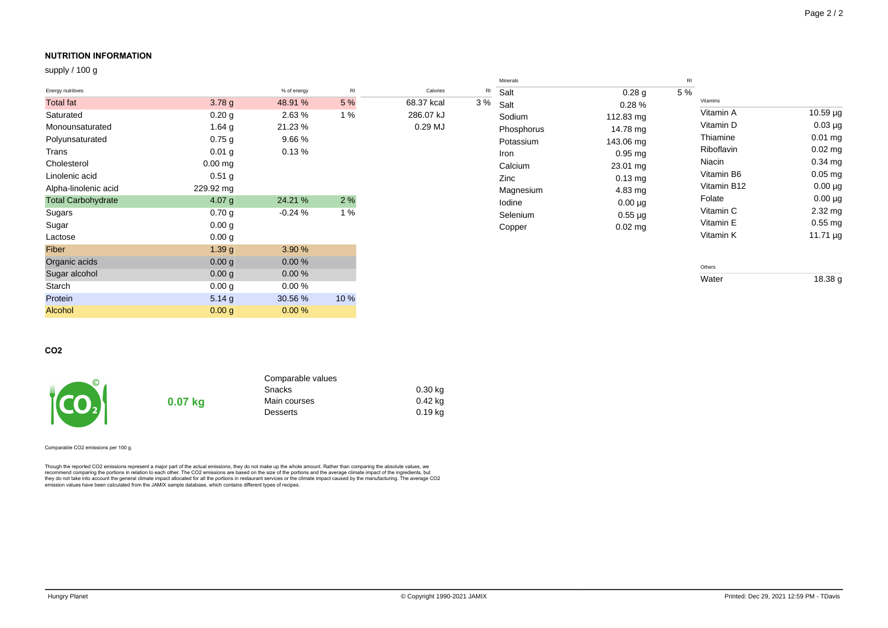## NUTRITION INFORMATION

supply / 100 g

| Energy nutritives | | % of energy | RI |
| --- | --- | --- | --- |
| Total fat | 3.78 g | 48.91 % | 5 % |
| Saturated | 0.20 g | 2.63 % | 1 % |
| Monounsaturated | 1.64 g | 21.23 % | |
| Polyunsaturated | 0.75 g | 9.66 % | |
| Trans | 0.01 g | 0.13 % | |
| Cholesterol | 0.00 mg | | |
| Linolenic acid | 0.51 g | | |
| Alpha-linolenic acid | 229.92 mg | | |
| Total Carbohydrate | 4.07 g | 24.21 % | 2 % |
| Sugars | 0.70 g | -0.24 % | 1 % |
| Sugar | 0.00 g | | |
| Lactose | 0.00 g | | |
| Fiber | 1.39 g | 3.90 % | |
| Organic acids | 0.00 g | 0.00 % | |
| Sugar alcohol | 0.00 g | 0.00 % | |
| Starch | 0.00 g | 0.00 % | |
| Protein | 5.14 g | 30.56 % | 10 % |
| Alcohol | 0.00 g | 0.00 % | |

| Calories | RI |
| --- | --- |
| 68.37 kcal | 3 % |
| 286.07 kJ | |
| 0.29 MJ | |

| Minerals | | RI |
| --- | --- | --- |
| Salt | 0.28 g | 5 % |
| Salt | 0.28 % | |
| Sodium | 112.83 mg | |
| Phosphorus | 14.78 mg | |
| Potassium | 143.06 mg | |
| Iron | 0.95 mg | |
| Calcium | 23.01 mg | |
| Zinc | 0.13 mg | |
| Magnesium | 4.83 mg | |
| Iodine | 0.00 µg | |
| Selenium | 0.55 µg | |
| Copper | 0.02 mg | |

| Vitamins | |
| --- | --- |
| Vitamin A | 10.59 µg |
| Vitamin D | 0.03 µg |
| Thiamine | 0.01 mg |
| Riboflavin | 0.02 mg |
| Niacin | 0.34 mg |
| Vitamin B6 | 0.05 mg |
| Vitamin B12 | 0.00 µg |
| Folate | 0.00 µg |
| Vitamin C | 2.32 mg |
| Vitamin E | 0.55 mg |
| Vitamin K | 11.71 µg |

| Others | |
| --- | --- |
| Water | 18.38 g |

## CO2

**0.07 kg**

| Comparable values | |
| --- | --- |
| Snacks | 0.30 kg |
| Main courses | 0.42 kg |
| Desserts | 0.19 kg |

Comparable CO2 emissions per 100 g.

Though the reported CO2 emissions represent a major part of the actual emissions, they do not make up the whole amount. Rather than comparing the absolute values, we recommend comparing the portions in relation to each other. The CO2 emissions are based on the size of the portions and the average climate impact of the ingredients, but they do not take into account the general climate impact allocated for all the portions in restaurant services or the climate impact caused by the manufacturing. The average CO2 emission values have been calculated from the JAMIX sample database, which contains different types of recipes.

Hungry Planet © Copyright 1990-2021 JAMIX Printed: Dec 29, 2021 12:59 PM - TDavis